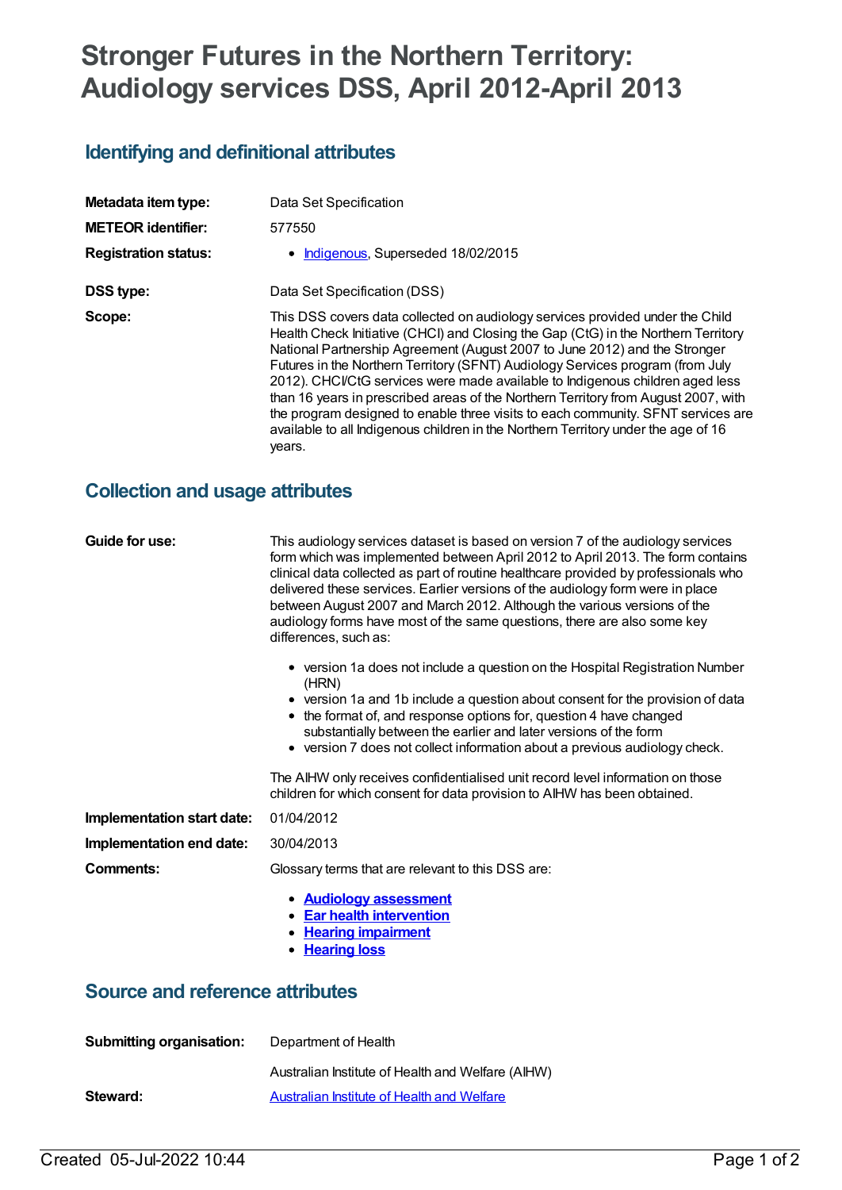# Stronger Futures in the Northern Territory: Audiology services DSS, April 2012-April 2013

## Identifying and definitional attributes

| | |
|---|---|
| **Metadata item type:** | Data Set Specification |
| **METEOR identifier:** | 577550 |
| **Registration status:** | • Indigenous, Superseded 18/02/2015 |
| **DSS type:** | Data Set Specification (DSS) |
| **Scope:** | This DSS covers data collected on audiology services provided under the Child Health Check Initiative (CHCI) and Closing the Gap (CtG) in the Northern Territory National Partnership Agreement (August 2007 to June 2012) and the Stronger Futures in the Northern Territory (SFNT) Audiology Services program (from July 2012). CHCI/CtG services were made available to Indigenous children aged less than 16 years in prescribed areas of the Northern Territory from August 2007, with the program designed to enable three visits to each community. SFNT services are available to all Indigenous children in the Northern Territory under the age of 16 years. |

## Collection and usage attributes

**Guide for use:**

This audiology services dataset is based on version 7 of the audiology services form which was implemented between April 2012 to April 2013. The form contains clinical data collected as part of routine healthcare provided by professionals who delivered these services. Earlier versions of the audiology form were in place between August 2007 and March 2012. Although the various versions of the audiology forms have most of the same questions, there are also some key differences, such as:

- version 1a does not include a question on the Hospital Registration Number (HRN)
- version 1a and 1b include a question about consent for the provision of data
- the format of, and response options for, question 4 have changed substantially between the earlier and later versions of the form
- version 7 does not collect information about a previous audiology check.

The AIHW only receives confidentialised unit record level information on those children for which consent for data provision to AIHW has been obtained.

**Implementation start date:** 01/04/2012

**Implementation end date:** 30/04/2013

**Comments:**

Glossary terms that are relevant to this DSS are:

- **Audiology assessment**
- **Ear health intervention**
- **Hearing impairment**
- **Hearing loss**

## Source and reference attributes

**Submitting organisation:**

Department of Health

Australian Institute of Health and Welfare (AIHW)

**Steward:** Australian Institute of Health and Welfare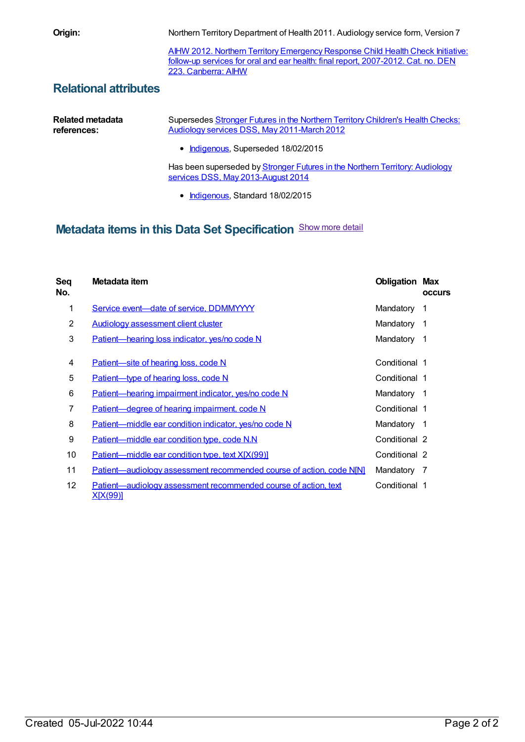**Origin:** Northern Territory Department of Health 2011. Audiology service form, Version 7

AIHW 2012. Northern Territory Emergency Response Child Health Check Initiative: follow-up services for oral and ear health: final report, 2007-2012. Cat. no. DEN 223. Canberra: AIHW

## Relational attributes

**Related metadata references:**

Supersedes Stronger Futures in the Northern Territory Children's Health Checks: Audiology services DSS, May 2011-March 2012

- Indigenous, Superseded 18/02/2015

Has been superseded by Stronger Futures in the Northern Territory: Audiology services DSS, May 2013-August 2014

- Indigenous, Standard 18/02/2015

## Metadata items in this Data Set Specification

Show more detail

| Seq No. | Metadata item | Obligation | Max occurs |
|---|---|---|---|
| 1 | Service event—date of service, DDMMYYYY | Mandatory | 1 |
| 2 | Audiology assessment client cluster | Mandatory | 1 |
| 3 | Patient—hearing loss indicator, yes/no code N | Mandatory | 1 |
| 4 | Patient—site of hearing loss, code N | Conditional | 1 |
| 5 | Patient—type of hearing loss, code N | Conditional | 1 |
| 6 | Patient—hearing impairment indicator, yes/no code N | Mandatory | 1 |
| 7 | Patient—degree of hearing impairment, code N | Conditional | 1 |
| 8 | Patient—middle ear condition indicator, yes/no code N | Mandatory | 1 |
| 9 | Patient—middle ear condition type, code N.N | Conditional | 2 |
| 10 | Patient—middle ear condition type, text X[X(99)] | Conditional | 2 |
| 11 | Patient—audiology assessment recommended course of action, code N[N] | Mandatory | 7 |
| 12 | Patient—audiology assessment recommended course of action, text X[X(99)] | Conditional | 1 |